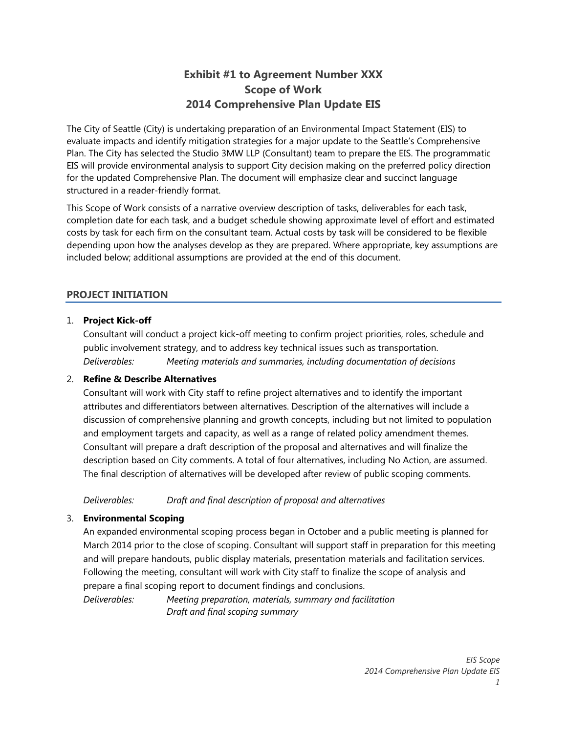# Exhibit #1 to Agreement Number XXX
# Scope of Work
# 2014 Comprehensive Plan Update EIS

The City of Seattle (City) is undertaking preparation of an Environmental Impact Statement (EIS) to evaluate impacts and identify mitigation strategies for a major update to the Seattle's Comprehensive Plan. The City has selected the Studio 3MW LLP (Consultant) team to prepare the EIS. The programmatic EIS will provide environmental analysis to support City decision making on the preferred policy direction for the updated Comprehensive Plan. The document will emphasize clear and succinct language structured in a reader-friendly format.

This Scope of Work consists of a narrative overview description of tasks, deliverables for each task, completion date for each task, and a budget schedule showing approximate level of effort and estimated costs by task for each firm on the consultant team. Actual costs by task will be considered to be flexible depending upon how the analyses develop as they are prepared. Where appropriate, key assumptions are included below; additional assumptions are provided at the end of this document.

## PROJECT INITIATION

1. **Project Kick-off**

   Consultant will conduct a project kick-off meeting to confirm project priorities, roles, schedule and public involvement strategy, and to address key technical issues such as transportation.

   *Deliverables:* *Meeting materials and summaries, including documentation of decisions*

2. **Refine & Describe Alternatives**

   Consultant will work with City staff to refine project alternatives and to identify the important attributes and differentiators between alternatives. Description of the alternatives will include a discussion of comprehensive planning and growth concepts, including but not limited to population and employment targets and capacity, as well as a range of related policy amendment themes. Consultant will prepare a draft description of the proposal and alternatives and will finalize the description based on City comments. A total of four alternatives, including No Action, are assumed. The final description of alternatives will be developed after review of public scoping comments.

   *Deliverables:* *Draft and final description of proposal and alternatives*

3. **Environmental Scoping**

   An expanded environmental scoping process began in October and a public meeting is planned for March 2014 prior to the close of scoping. Consultant will support staff in preparation for this meeting and will prepare handouts, public display materials, presentation materials and facilitation services. Following the meeting, consultant will work with City staff to finalize the scope of analysis and prepare a final scoping report to document findings and conclusions.

   *Deliverables:* *Meeting preparation, materials, summary and facilitation*
   *Draft and final scoping summary*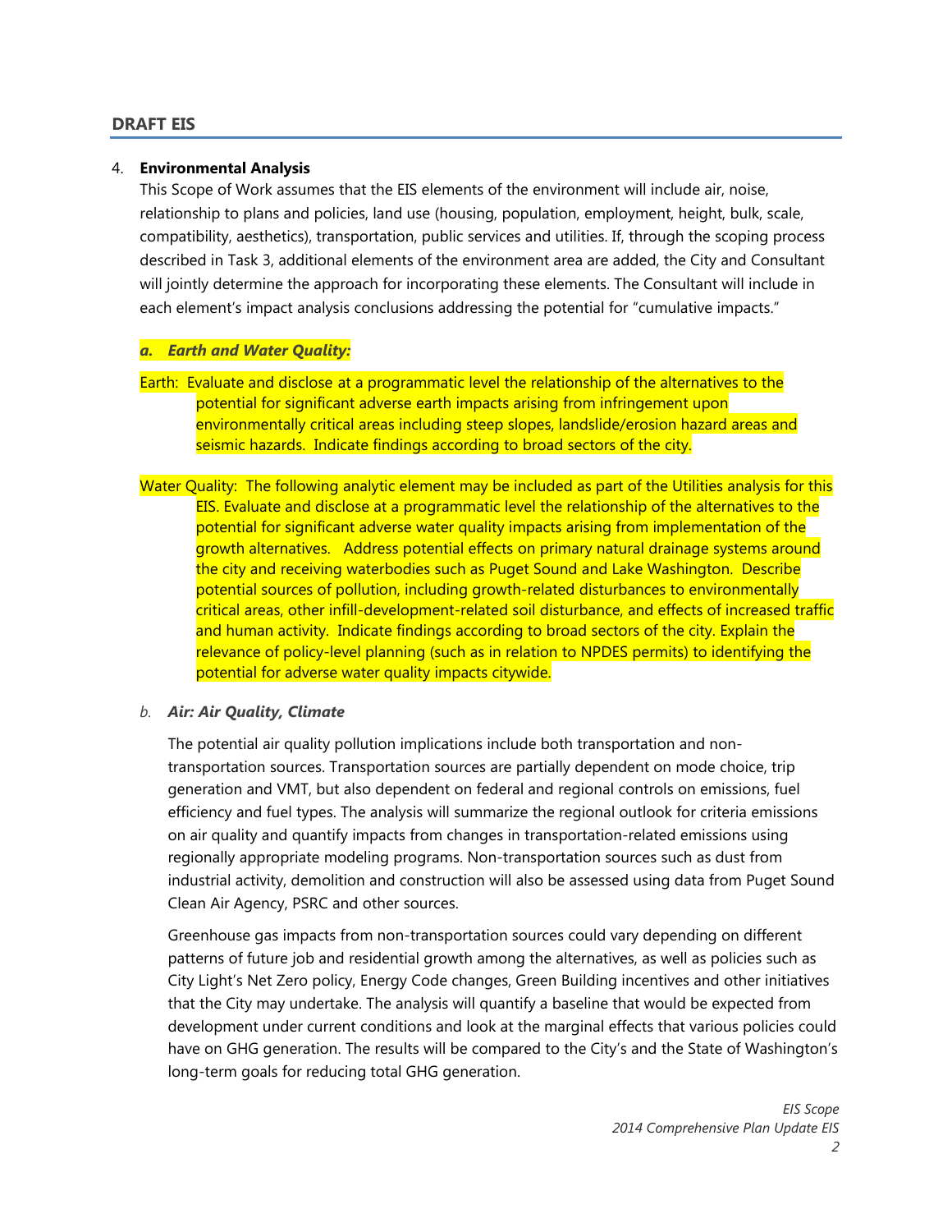## DRAFT EIS

4. **Environmental Analysis**

   This Scope of Work assumes that the EIS elements of the environment will include air, noise, relationship to plans and policies, land use (housing, population, employment, height, bulk, scale, compatibility, aesthetics), transportation, public services and utilities. If, through the scoping process described in Task 3, additional elements of the environment area are added, the City and Consultant will jointly determine the approach for incorporating these elements. The Consultant will include in each element's impact analysis conclusions addressing the potential for "cumulative impacts."

***a. Earth and Water Quality:***

Earth: Evaluate and disclose at a programmatic level the relationship of the alternatives to the potential for significant adverse earth impacts arising from infringement upon environmentally critical areas including steep slopes, landslide/erosion hazard areas and seismic hazards. Indicate findings according to broad sectors of the city.

Water Quality: The following analytic element may be included as part of the Utilities analysis for this EIS. Evaluate and disclose at a programmatic level the relationship of the alternatives to the potential for significant adverse water quality impacts arising from implementation of the growth alternatives. Address potential effects on primary natural drainage systems around the city and receiving waterbodies such as Puget Sound and Lake Washington. Describe potential sources of pollution, including growth-related disturbances to environmentally critical areas, other infill-development-related soil disturbance, and effects of increased traffic and human activity. Indicate findings according to broad sectors of the city. Explain the relevance of policy-level planning (such as in relation to NPDES permits) to identifying the potential for adverse water quality impacts citywide.

*b.* ***Air: Air Quality, Climate***

The potential air quality pollution implications include both transportation and non-transportation sources. Transportation sources are partially dependent on mode choice, trip generation and VMT, but also dependent on federal and regional controls on emissions, fuel efficiency and fuel types. The analysis will summarize the regional outlook for criteria emissions on air quality and quantify impacts from changes in transportation-related emissions using regionally appropriate modeling programs. Non-transportation sources such as dust from industrial activity, demolition and construction will also be assessed using data from Puget Sound Clean Air Agency, PSRC and other sources.

Greenhouse gas impacts from non-transportation sources could vary depending on different patterns of future job and residential growth among the alternatives, as well as policies such as City Light's Net Zero policy, Energy Code changes, Green Building incentives and other initiatives that the City may undertake. The analysis will quantify a baseline that would be expected from development under current conditions and look at the marginal effects that various policies could have on GHG generation. The results will be compared to the City's and the State of Washington's long-term goals for reducing total GHG generation.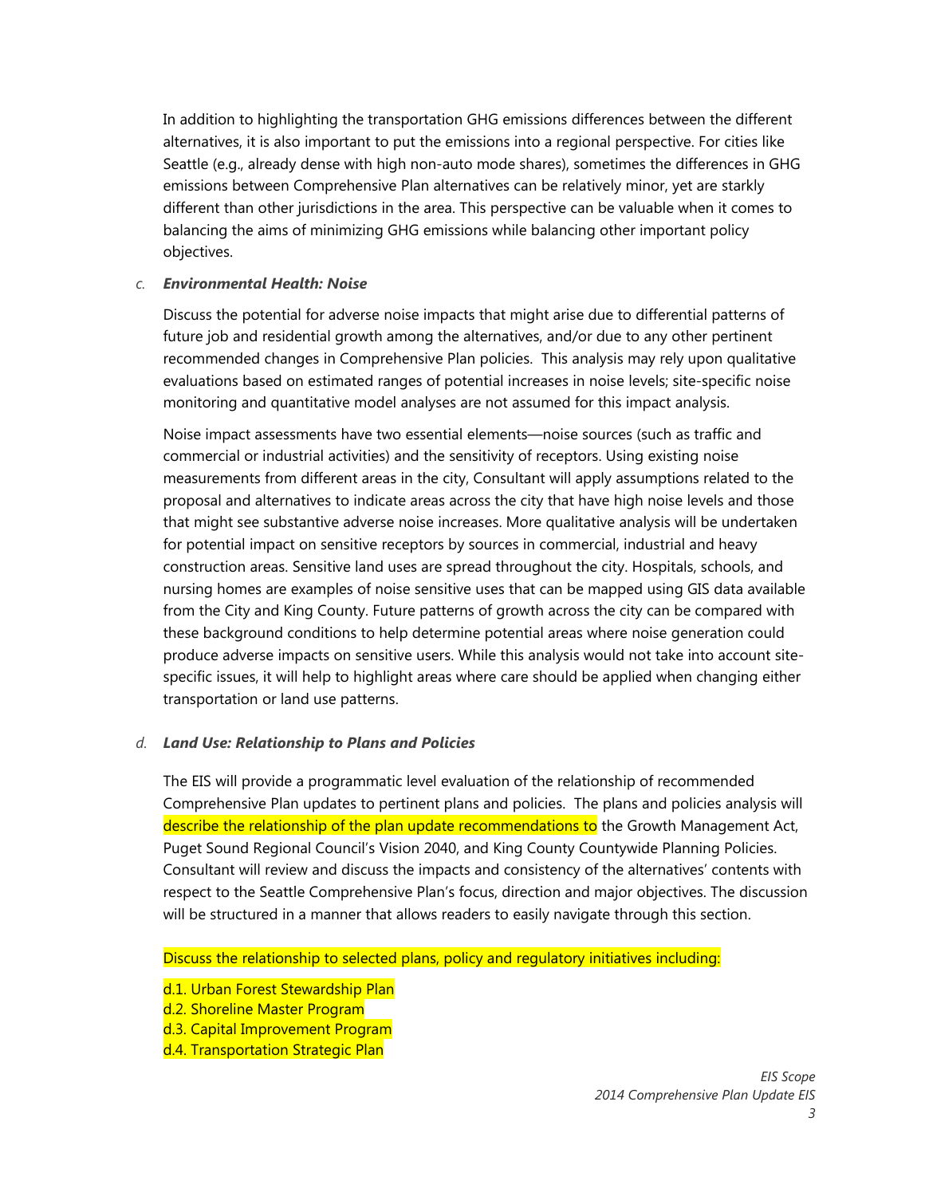In addition to highlighting the transportation GHG emissions differences between the different alternatives, it is also important to put the emissions into a regional perspective. For cities like Seattle (e.g., already dense with high non-auto mode shares), sometimes the differences in GHG emissions between Comprehensive Plan alternatives can be relatively minor, yet are starkly different than other jurisdictions in the area. This perspective can be valuable when it comes to balancing the aims of minimizing GHG emissions while balancing other important policy objectives.

*c.* ***Environmental Health: Noise***

Discuss the potential for adverse noise impacts that might arise due to differential patterns of future job and residential growth among the alternatives, and/or due to any other pertinent recommended changes in Comprehensive Plan policies. This analysis may rely upon qualitative evaluations based on estimated ranges of potential increases in noise levels; site-specific noise monitoring and quantitative model analyses are not assumed for this impact analysis.

Noise impact assessments have two essential elements—noise sources (such as traffic and commercial or industrial activities) and the sensitivity of receptors. Using existing noise measurements from different areas in the city, Consultant will apply assumptions related to the proposal and alternatives to indicate areas across the city that have high noise levels and those that might see substantive adverse noise increases. More qualitative analysis will be undertaken for potential impact on sensitive receptors by sources in commercial, industrial and heavy construction areas. Sensitive land uses are spread throughout the city. Hospitals, schools, and nursing homes are examples of noise sensitive uses that can be mapped using GIS data available from the City and King County. Future patterns of growth across the city can be compared with these background conditions to help determine potential areas where noise generation could produce adverse impacts on sensitive users. While this analysis would not take into account site-specific issues, it will help to highlight areas where care should be applied when changing either transportation or land use patterns.

*d.* ***Land Use: Relationship to Plans and Policies***

The EIS will provide a programmatic level evaluation of the relationship of recommended Comprehensive Plan updates to pertinent plans and policies. The plans and policies analysis will describe the relationship of the plan update recommendations to the Growth Management Act, Puget Sound Regional Council's Vision 2040, and King County Countywide Planning Policies. Consultant will review and discuss the impacts and consistency of the alternatives' contents with respect to the Seattle Comprehensive Plan's focus, direction and major objectives. The discussion will be structured in a manner that allows readers to easily navigate through this section.

Discuss the relationship to selected plans, policy and regulatory initiatives including:

d.1. Urban Forest Stewardship Plan
d.2. Shoreline Master Program
d.3. Capital Improvement Program
d.4. Transportation Strategic Plan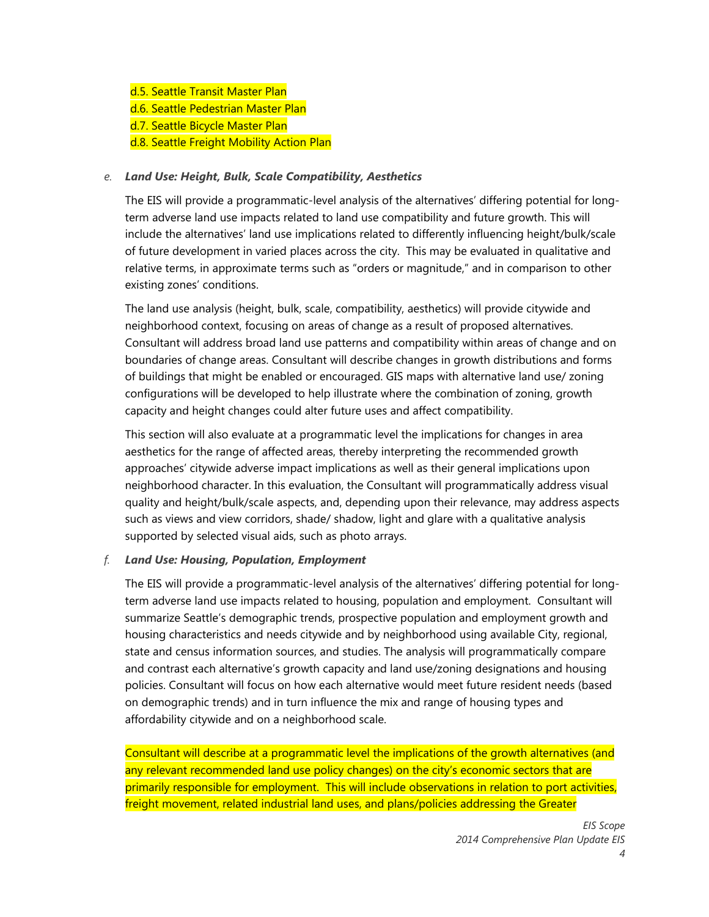d.5. Seattle Transit Master Plan
d.6. Seattle Pedestrian Master Plan
d.7. Seattle Bicycle Master Plan
d.8. Seattle Freight Mobility Action Plan

*e.* ***Land Use: Height, Bulk, Scale Compatibility, Aesthetics***

The EIS will provide a programmatic-level analysis of the alternatives' differing potential for long-term adverse land use impacts related to land use compatibility and future growth. This will include the alternatives' land use implications related to differently influencing height/bulk/scale of future development in varied places across the city. This may be evaluated in qualitative and relative terms, in approximate terms such as "orders or magnitude," and in comparison to other existing zones' conditions.

The land use analysis (height, bulk, scale, compatibility, aesthetics) will provide citywide and neighborhood context, focusing on areas of change as a result of proposed alternatives. Consultant will address broad land use patterns and compatibility within areas of change and on boundaries of change areas. Consultant will describe changes in growth distributions and forms of buildings that might be enabled or encouraged. GIS maps with alternative land use/ zoning configurations will be developed to help illustrate where the combination of zoning, growth capacity and height changes could alter future uses and affect compatibility.

This section will also evaluate at a programmatic level the implications for changes in area aesthetics for the range of affected areas, thereby interpreting the recommended growth approaches' citywide adverse impact implications as well as their general implications upon neighborhood character. In this evaluation, the Consultant will programmatically address visual quality and height/bulk/scale aspects, and, depending upon their relevance, may address aspects such as views and view corridors, shade/ shadow, light and glare with a qualitative analysis supported by selected visual aids, such as photo arrays.

*f.* ***Land Use: Housing, Population, Employment***

The EIS will provide a programmatic-level analysis of the alternatives' differing potential for long-term adverse land use impacts related to housing, population and employment. Consultant will summarize Seattle's demographic trends, prospective population and employment growth and housing characteristics and needs citywide and by neighborhood using available City, regional, state and census information sources, and studies. The analysis will programmatically compare and contrast each alternative's growth capacity and land use/zoning designations and housing policies. Consultant will focus on how each alternative would meet future resident needs (based on demographic trends) and in turn influence the mix and range of housing types and affordability citywide and on a neighborhood scale.

Consultant will describe at a programmatic level the implications of the growth alternatives (and any relevant recommended land use policy changes) on the city's economic sectors that are primarily responsible for employment. This will include observations in relation to port activities, freight movement, related industrial land uses, and plans/policies addressing the Greater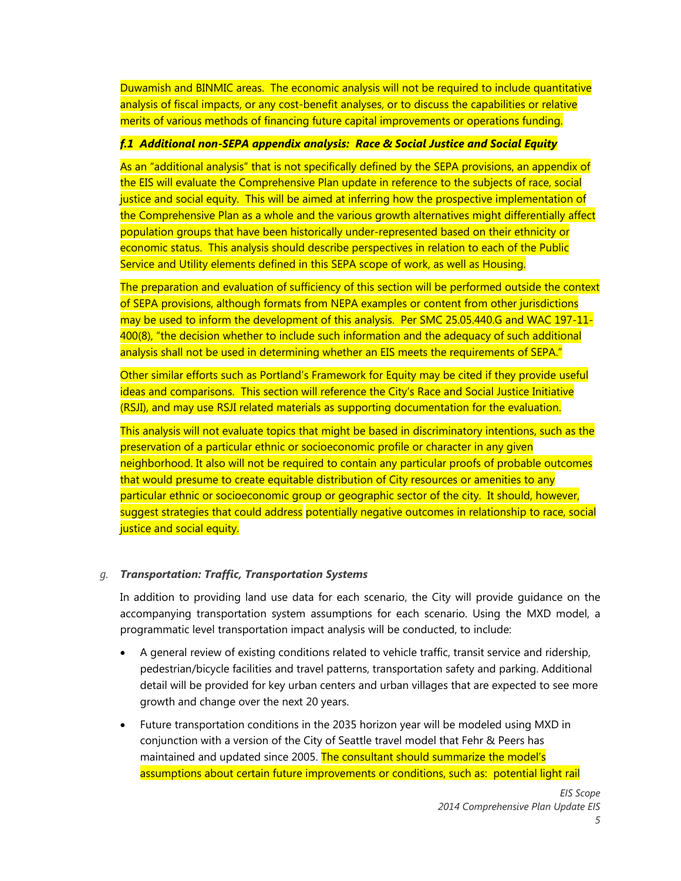Duwamish and BINMIC areas. The economic analysis will not be required to include quantitative analysis of fiscal impacts, or any cost-benefit analyses, or to discuss the capabilities or relative merits of various methods of financing future capital improvements or operations funding.

***f.1 Additional non-SEPA appendix analysis: Race & Social Justice and Social Equity***

As an "additional analysis" that is not specifically defined by the SEPA provisions, an appendix of the EIS will evaluate the Comprehensive Plan update in reference to the subjects of race, social justice and social equity. This will be aimed at inferring how the prospective implementation of the Comprehensive Plan as a whole and the various growth alternatives might differentially affect population groups that have been historically under-represented based on their ethnicity or economic status. This analysis should describe perspectives in relation to each of the Public Service and Utility elements defined in this SEPA scope of work, as well as Housing.

The preparation and evaluation of sufficiency of this section will be performed outside the context of SEPA provisions, although formats from NEPA examples or content from other jurisdictions may be used to inform the development of this analysis. Per SMC 25.05.440.G and WAC 197-11-400(8), "the decision whether to include such information and the adequacy of such additional analysis shall not be used in determining whether an EIS meets the requirements of SEPA."

Other similar efforts such as Portland's Framework for Equity may be cited if they provide useful ideas and comparisons. This section will reference the City's Race and Social Justice Initiative (RSJI), and may use RSJI related materials as supporting documentation for the evaluation.

This analysis will not evaluate topics that might be based in discriminatory intentions, such as the preservation of a particular ethnic or socioeconomic profile or character in any given neighborhood. It also will not be required to contain any particular proofs of probable outcomes that would presume to create equitable distribution of City resources or amenities to any particular ethnic or socioeconomic group or geographic sector of the city. It should, however, suggest strategies that could address potentially negative outcomes in relationship to race, social justice and social equity.

*g.* ***Transportation: Traffic, Transportation Systems***

In addition to providing land use data for each scenario, the City will provide guidance on the accompanying transportation system assumptions for each scenario. Using the MXD model, a programmatic level transportation impact analysis will be conducted, to include:

- A general review of existing conditions related to vehicle traffic, transit service and ridership, pedestrian/bicycle facilities and travel patterns, transportation safety and parking. Additional detail will be provided for key urban centers and urban villages that are expected to see more growth and change over the next 20 years.
- Future transportation conditions in the 2035 horizon year will be modeled using MXD in conjunction with a version of the City of Seattle travel model that Fehr & Peers has maintained and updated since 2005. The consultant should summarize the model's assumptions about certain future improvements or conditions, such as: potential light rail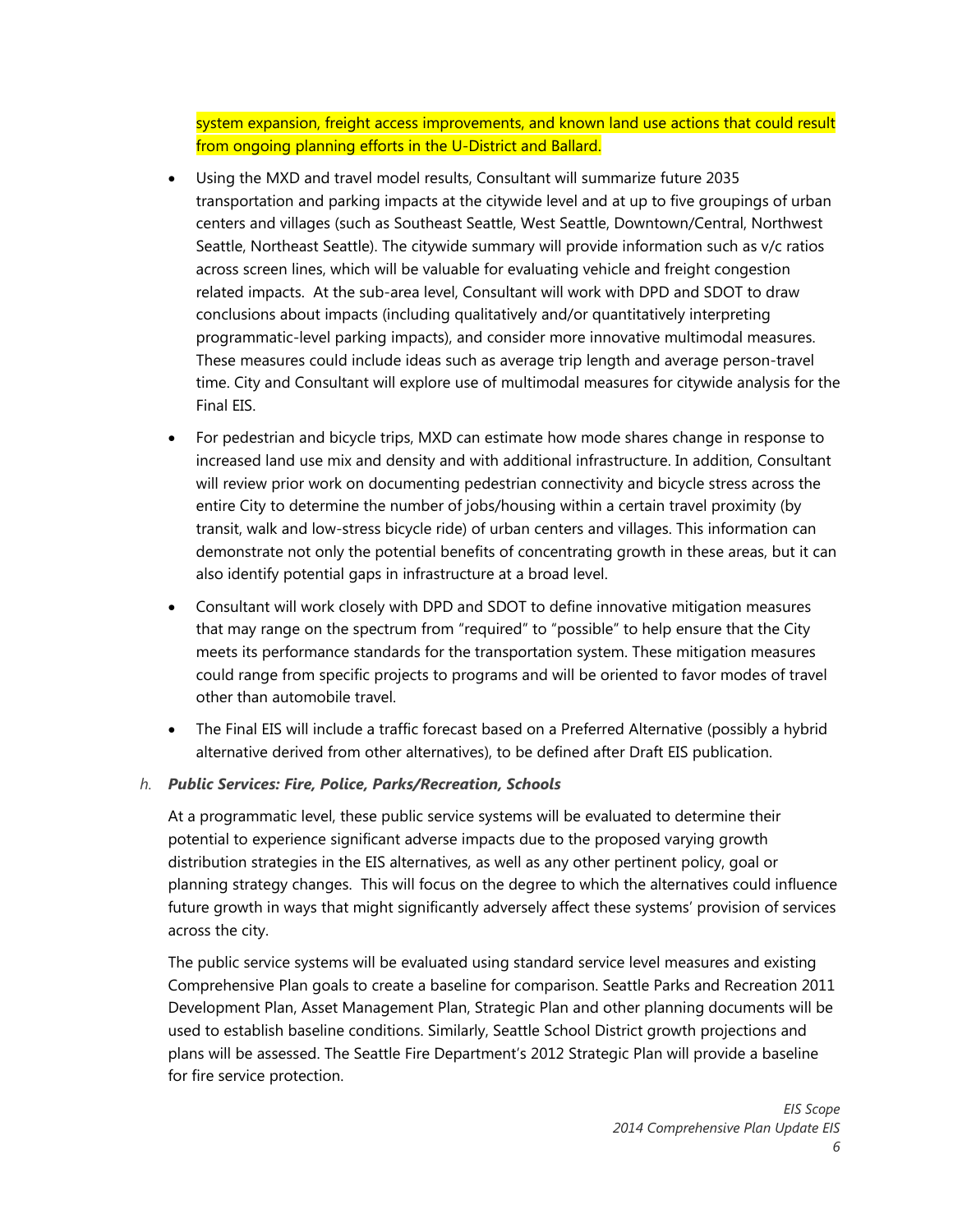system expansion, freight access improvements, and known land use actions that could result from ongoing planning efforts in the U-District and Ballard.

- Using the MXD and travel model results, Consultant will summarize future 2035 transportation and parking impacts at the citywide level and at up to five groupings of urban centers and villages (such as Southeast Seattle, West Seattle, Downtown/Central, Northwest Seattle, Northeast Seattle). The citywide summary will provide information such as v/c ratios across screen lines, which will be valuable for evaluating vehicle and freight congestion related impacts. At the sub-area level, Consultant will work with DPD and SDOT to draw conclusions about impacts (including qualitatively and/or quantitatively interpreting programmatic-level parking impacts), and consider more innovative multimodal measures. These measures could include ideas such as average trip length and average person-travel time. City and Consultant will explore use of multimodal measures for citywide analysis for the Final EIS.
- For pedestrian and bicycle trips, MXD can estimate how mode shares change in response to increased land use mix and density and with additional infrastructure. In addition, Consultant will review prior work on documenting pedestrian connectivity and bicycle stress across the entire City to determine the number of jobs/housing within a certain travel proximity (by transit, walk and low-stress bicycle ride) of urban centers and villages. This information can demonstrate not only the potential benefits of concentrating growth in these areas, but it can also identify potential gaps in infrastructure at a broad level.
- Consultant will work closely with DPD and SDOT to define innovative mitigation measures that may range on the spectrum from "required" to "possible" to help ensure that the City meets its performance standards for the transportation system. These mitigation measures could range from specific projects to programs and will be oriented to favor modes of travel other than automobile travel.
- The Final EIS will include a traffic forecast based on a Preferred Alternative (possibly a hybrid alternative derived from other alternatives), to be defined after Draft EIS publication.

*h.* ***Public Services: Fire, Police, Parks/Recreation, Schools***

At a programmatic level, these public service systems will be evaluated to determine their potential to experience significant adverse impacts due to the proposed varying growth distribution strategies in the EIS alternatives, as well as any other pertinent policy, goal or planning strategy changes. This will focus on the degree to which the alternatives could influence future growth in ways that might significantly adversely affect these systems' provision of services across the city.

The public service systems will be evaluated using standard service level measures and existing Comprehensive Plan goals to create a baseline for comparison. Seattle Parks and Recreation 2011 Development Plan, Asset Management Plan, Strategic Plan and other planning documents will be used to establish baseline conditions. Similarly, Seattle School District growth projections and plans will be assessed. The Seattle Fire Department's 2012 Strategic Plan will provide a baseline for fire service protection.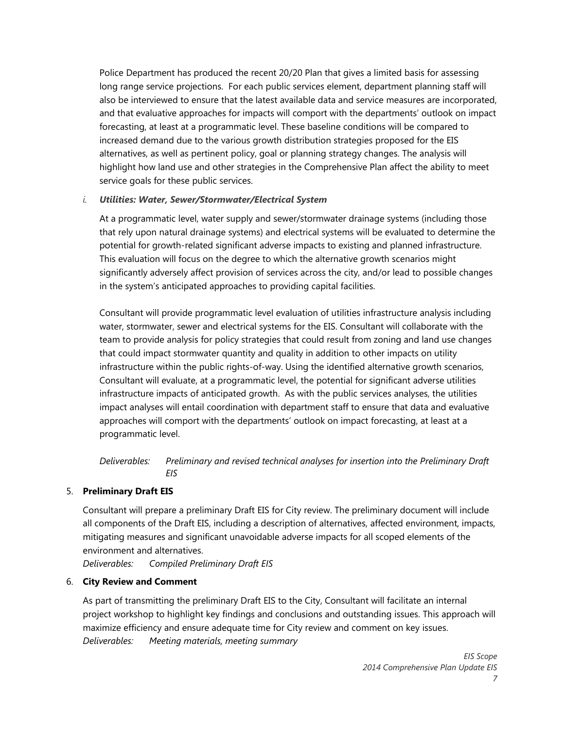Police Department has produced the recent 20/20 Plan that gives a limited basis for assessing long range service projections. For each public services element, department planning staff will also be interviewed to ensure that the latest available data and service measures are incorporated, and that evaluative approaches for impacts will comport with the departments' outlook on impact forecasting, at least at a programmatic level. These baseline conditions will be compared to increased demand due to the various growth distribution strategies proposed for the EIS alternatives, as well as pertinent policy, goal or planning strategy changes. The analysis will highlight how land use and other strategies in the Comprehensive Plan affect the ability to meet service goals for these public services.

*i.* ***Utilities: Water, Sewer/Stormwater/Electrical System***

At a programmatic level, water supply and sewer/stormwater drainage systems (including those that rely upon natural drainage systems) and electrical systems will be evaluated to determine the potential for growth-related significant adverse impacts to existing and planned infrastructure. This evaluation will focus on the degree to which the alternative growth scenarios might significantly adversely affect provision of services across the city, and/or lead to possible changes in the system's anticipated approaches to providing capital facilities.

Consultant will provide programmatic level evaluation of utilities infrastructure analysis including water, stormwater, sewer and electrical systems for the EIS. Consultant will collaborate with the team to provide analysis for policy strategies that could result from zoning and land use changes that could impact stormwater quantity and quality in addition to other impacts on utility infrastructure within the public rights-of-way. Using the identified alternative growth scenarios, Consultant will evaluate, at a programmatic level, the potential for significant adverse utilities infrastructure impacts of anticipated growth. As with the public services analyses, the utilities impact analyses will entail coordination with department staff to ensure that data and evaluative approaches will comport with the departments' outlook on impact forecasting, at least at a programmatic level.

*Deliverables: Preliminary and revised technical analyses for insertion into the Preliminary Draft EIS*

5. **Preliminary Draft EIS**

Consultant will prepare a preliminary Draft EIS for City review. The preliminary document will include all components of the Draft EIS, including a description of alternatives, affected environment, impacts, mitigating measures and significant unavoidable adverse impacts for all scoped elements of the environment and alternatives.
*Deliverables: Compiled Preliminary Draft EIS*

6. **City Review and Comment**

As part of transmitting the preliminary Draft EIS to the City, Consultant will facilitate an internal project workshop to highlight key findings and conclusions and outstanding issues. This approach will maximize efficiency and ensure adequate time for City review and comment on key issues.
*Deliverables: Meeting materials, meeting summary*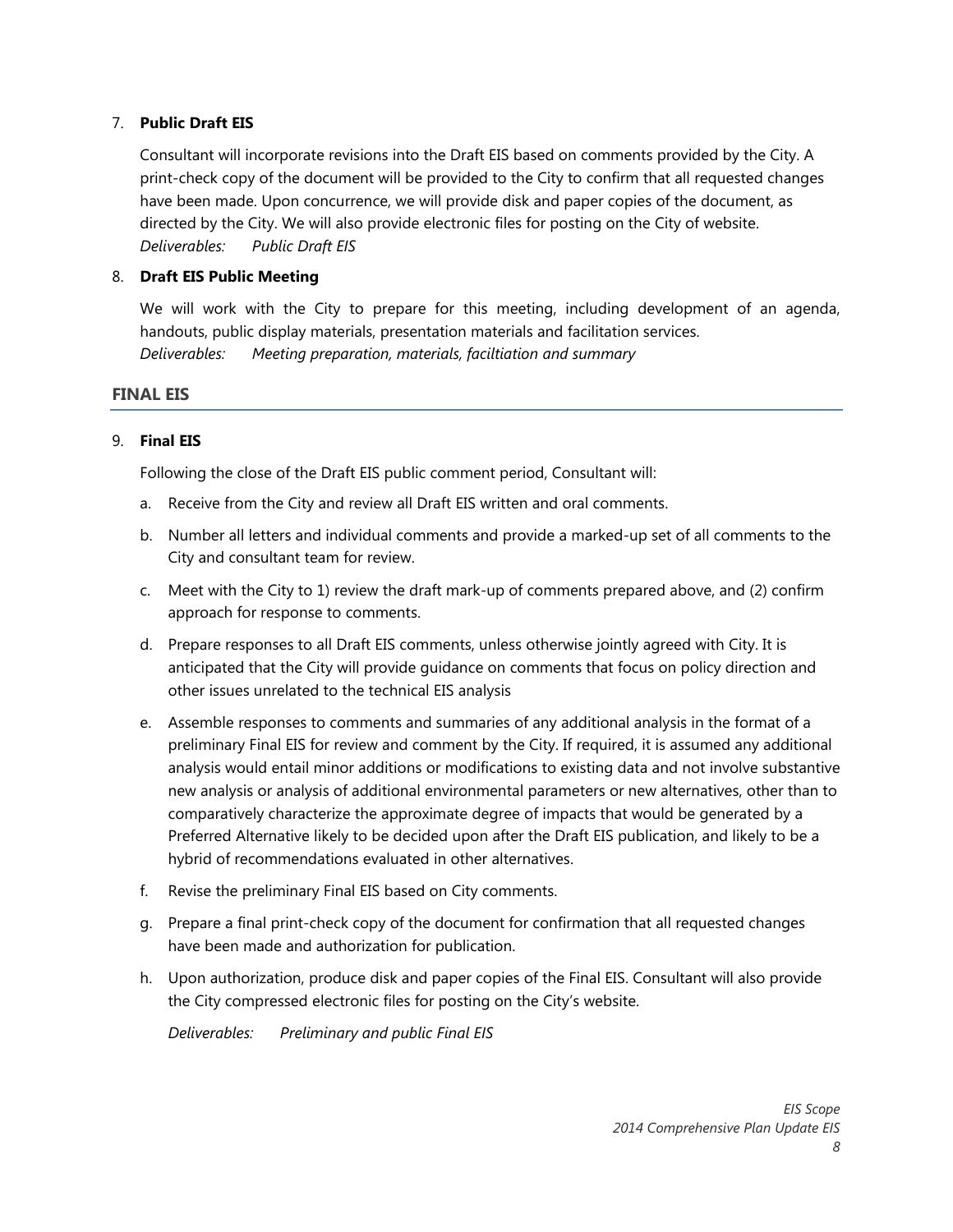7. **Public Draft EIS**

   Consultant will incorporate revisions into the Draft EIS based on comments provided by the City. A print-check copy of the document will be provided to the City to confirm that all requested changes have been made. Upon concurrence, we will provide disk and paper copies of the document, as directed by the City. We will also provide electronic files for posting on the City of website.
   *Deliverables: Public Draft EIS*

8. **Draft EIS Public Meeting**

   We will work with the City to prepare for this meeting, including development of an agenda, handouts, public display materials, presentation materials and facilitation services.
   *Deliverables: Meeting preparation, materials, faciltiation and summary*

## FINAL EIS

9. **Final EIS**

   Following the close of the Draft EIS public comment period, Consultant will:

   a. Receive from the City and review all Draft EIS written and oral comments.

   b. Number all letters and individual comments and provide a marked-up set of all comments to the City and consultant team for review.

   c. Meet with the City to 1) review the draft mark-up of comments prepared above, and (2) confirm approach for response to comments.

   d. Prepare responses to all Draft EIS comments, unless otherwise jointly agreed with City. It is anticipated that the City will provide guidance on comments that focus on policy direction and other issues unrelated to the technical EIS analysis

   e. Assemble responses to comments and summaries of any additional analysis in the format of a preliminary Final EIS for review and comment by the City. If required, it is assumed any additional analysis would entail minor additions or modifications to existing data and not involve substantive new analysis or analysis of additional environmental parameters or new alternatives, other than to comparatively characterize the approximate degree of impacts that would be generated by a Preferred Alternative likely to be decided upon after the Draft EIS publication, and likely to be a hybrid of recommendations evaluated in other alternatives.

   f. Revise the preliminary Final EIS based on City comments.

   g. Prepare a final print-check copy of the document for confirmation that all requested changes have been made and authorization for publication.

   h. Upon authorization, produce disk and paper copies of the Final EIS. Consultant will also provide the City compressed electronic files for posting on the City's website.

   *Deliverables: Preliminary and public Final EIS*